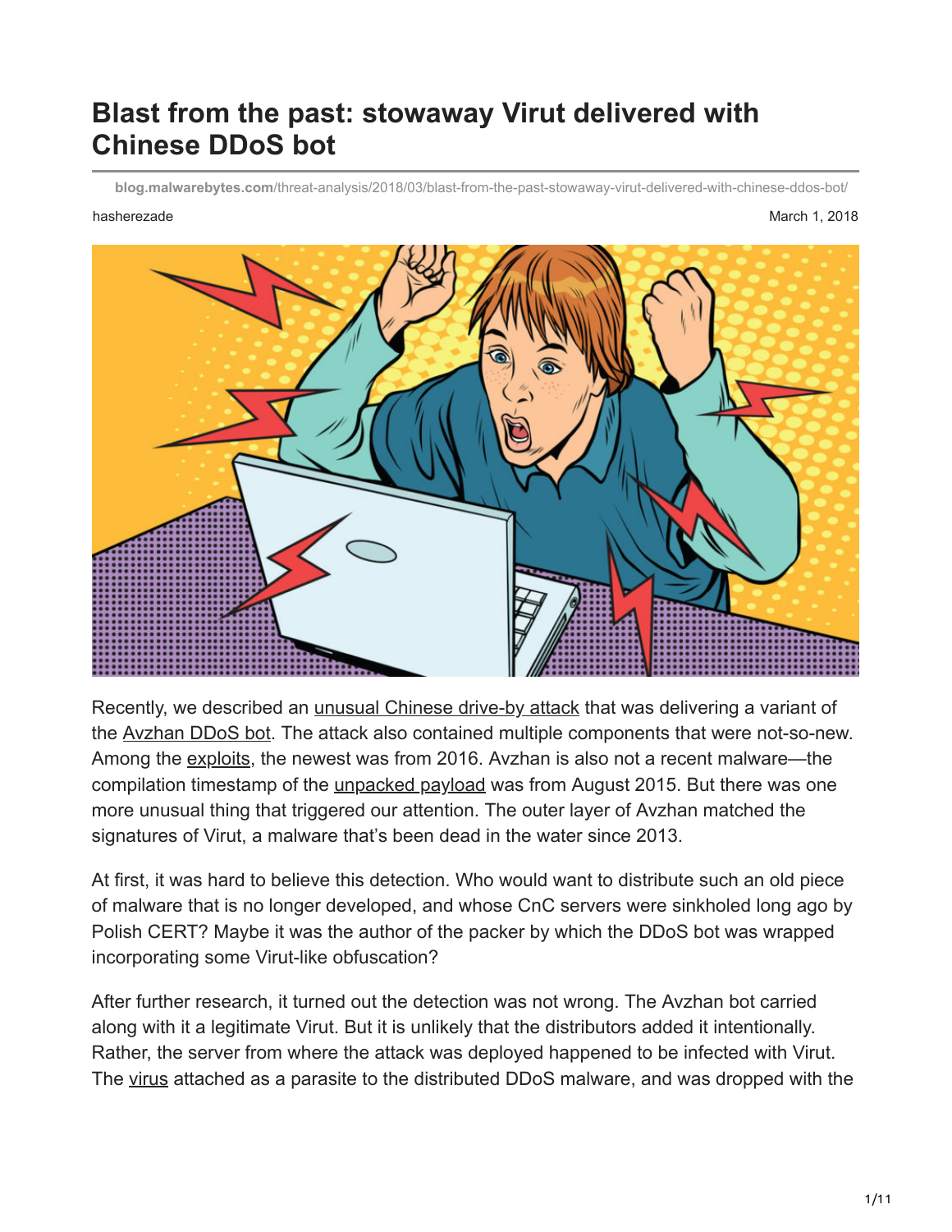# Blast from the past: stowaway Virut delivered with Chinese DDoS bot

blog.malwarebytes.com/threat-analysis/2018/03/blast-from-the-past-stowaway-virut-delivered-with-chinese-ddos-bot/

hasherezade

March 1, 2018

Recently, we described an unusual Chinese drive-by attack that was delivering a variant of the Avzhan DDoS bot. The attack also contained multiple components that were not-so-new. Among the exploits, the newest was from 2016. Avzhan is also not a recent malware—the compilation timestamp of the unpacked payload was from August 2015. But there was one more unusual thing that triggered our attention. The outer layer of Avzhan matched the signatures of Virut, a malware that's been dead in the water since 2013.

At first, it was hard to believe this detection. Who would want to distribute such an old piece of malware that is no longer developed, and whose CnC servers were sinkholed long ago by Polish CERT? Maybe it was the author of the packer by which the DDoS bot was wrapped incorporating some Virut-like obfuscation?

After further research, it turned out the detection was not wrong. The Avzhan bot carried along with it a legitimate Virut. But it is unlikely that the distributors added it intentionally. Rather, the server from where the attack was deployed happened to be infected with Virut. The virus attached as a parasite to the distributed DDoS malware, and was dropped with the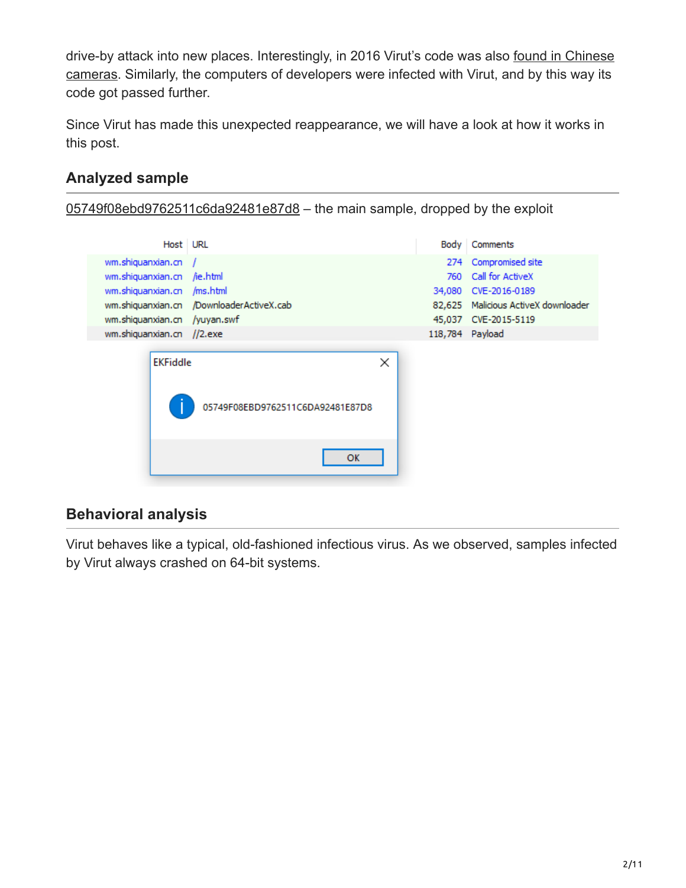drive-by attack into new places. Interestingly, in 2016 Virut's code was also found in Chinese cameras. Similarly, the computers of developers were infected with Virut, and by this way its code got passed further.

Since Virut has made this unexpected reappearance, we will have a look at how it works in this post.

## Analyzed sample

05749f08ebd9762511c6da92481e87d8 – the main sample, dropped by the exploit

| Host | URL | Body | Comments |
|---|---|---|---|
| wm.shiquanxian.cn | / | 274 | Compromised site |
| wm.shiquanxian.cn | /ie.html | 760 | Call for ActiveX |
| wm.shiquanxian.cn | /ms.html | 34,080 | CVE-2016-0189 |
| wm.shiquanxian.cn | /DownloaderActiveX.cab | 82,625 | Malicious ActiveX downloader |
| wm.shiquanxian.cn | /yuyan.swf | 45,037 | CVE-2015-5119 |
| wm.shiquanxian.cn | //2.exe | 118,784 | Payload |

EKFiddle

05749F08EBD9762511C6DA92481E87D8

OK

## Behavioral analysis

Virut behaves like a typical, old-fashioned infectious virus. As we observed, samples infected by Virut always crashed on 64-bit systems.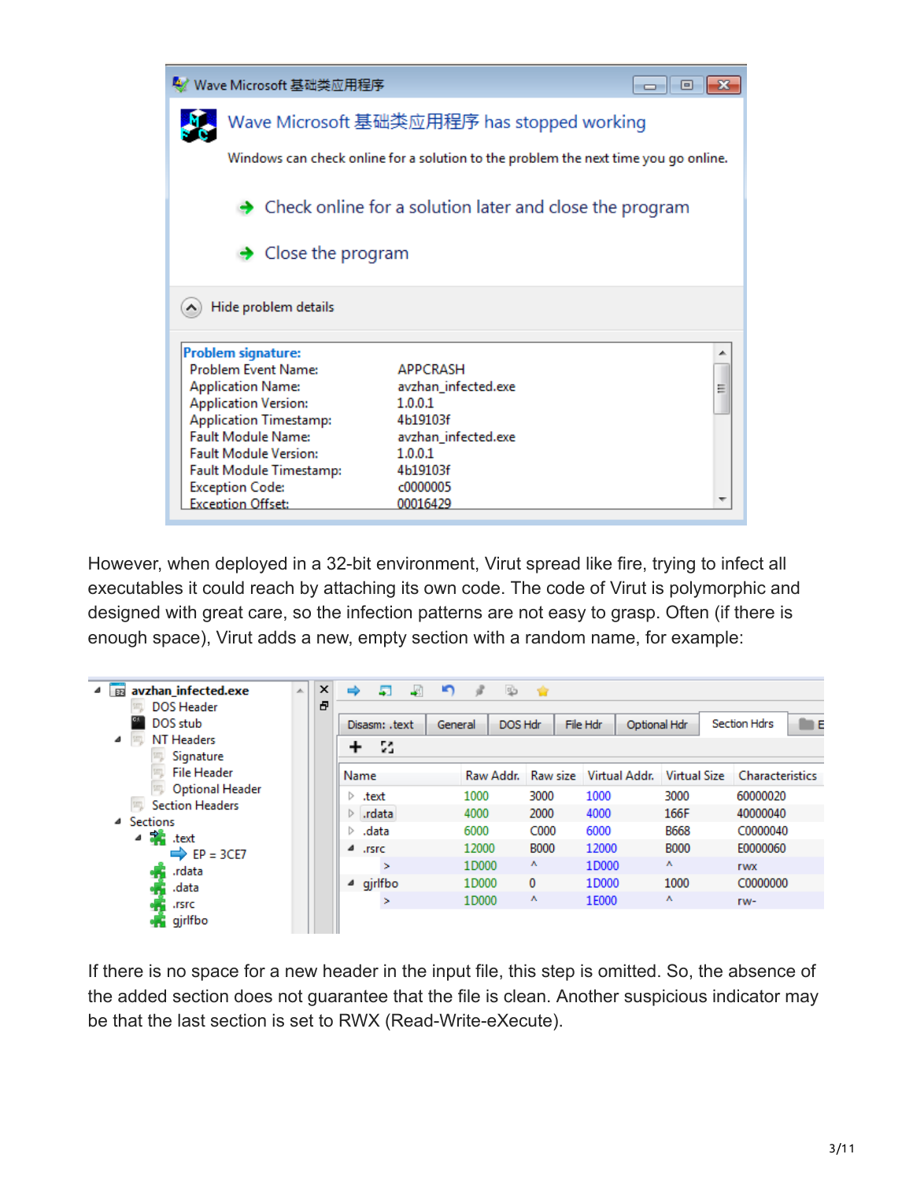However, when deployed in a 32-bit environment, Virut spread like fire, trying to infect all executables it could reach by attaching its own code. The code of Virut is polymorphic and designed with great care, so the infection patterns are not easy to grasp. Often (if there is enough space), Virut adds a new, empty section with a random name, for example:

If there is no space for a new header in the input file, this step is omitted. So, the absence of the added section does not guarantee that the file is clean. Another suspicious indicator may be that the last section is set to RWX (Read-Write-eXecute).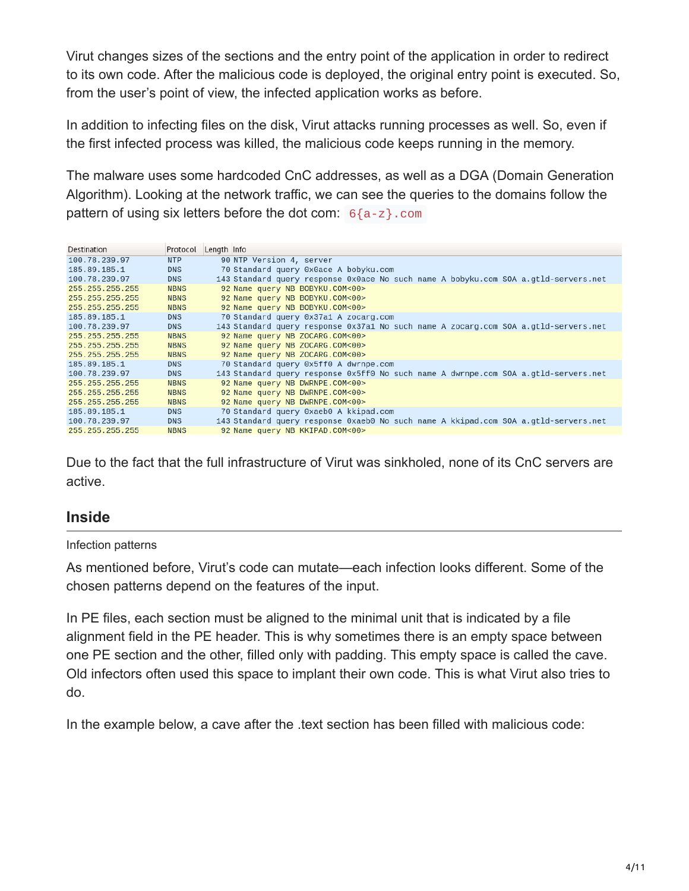Virut changes sizes of the sections and the entry point of the application in order to redirect to its own code. After the malicious code is deployed, the original entry point is executed. So, from the user's point of view, the infected application works as before.

In addition to infecting files on the disk, Virut attacks running processes as well. So, even if the first infected process was killed, the malicious code keeps running in the memory.

The malware uses some hardcoded CnC addresses, as well as a DGA (Domain Generation Algorithm). Looking at the network traffic, we can see the queries to the domains follow the pattern of using six letters before the dot com: `6{a-z}.com`

| Destination | Protocol | Length | Info |
|---|---|---|---|
| 100.78.239.97 | NTP | 90 | NTP Version 4, server |
| 185.89.185.1 | DNS | 70 | Standard query 0x0ace A bobyku.com |
| 100.78.239.97 | DNS | 143 | Standard query response 0x0ace No such name A bobyku.com SOA a.gtld-servers.net |
| 255.255.255.255 | NBNS | 92 | Name query NB BOBYKU.COM<00> |
| 255.255.255.255 | NBNS | 92 | Name query NB BOBYKU.COM<00> |
| 255.255.255.255 | NBNS | 92 | Name query NB BOBYKU.COM<00> |
| 185.89.185.1 | DNS | 70 | Standard query 0x37a1 A zocarg.com |
| 100.78.239.97 | DNS | 143 | Standard query response 0x37a1 No such name A zocarg.com SOA a.gtld-servers.net |
| 255.255.255.255 | NBNS | 92 | Name query NB ZOCARG.COM<00> |
| 255.255.255.255 | NBNS | 92 | Name query NB ZOCARG.COM<00> |
| 255.255.255.255 | NBNS | 92 | Name query NB ZOCARG.COM<00> |
| 185.89.185.1 | DNS | 70 | Standard query 0x5ff0 A dwrnpe.com |
| 100.78.239.97 | DNS | 143 | Standard query response 0x5ff0 No such name A dwrnpe.com SOA a.gtld-servers.net |
| 255.255.255.255 | NBNS | 92 | Name query NB DWRNPE.COM<00> |
| 255.255.255.255 | NBNS | 92 | Name query NB DWRNPE.COM<00> |
| 255.255.255.255 | NBNS | 92 | Name query NB DWRNPE.COM<00> |
| 185.89.185.1 | DNS | 70 | Standard query 0xaeb0 A kkipad.com |
| 100.78.239.97 | DNS | 143 | Standard query response 0xaeb0 No such name A kkipad.com SOA a.gtld-servers.net |
| 255.255.255.255 | NBNS | 92 | Name query NB KKIPAD.COM<00> |

Due to the fact that the full infrastructure of Virut was sinkholed, none of its CnC servers are active.

## Inside

Infection patterns

As mentioned before, Virut's code can mutate—each infection looks different. Some of the chosen patterns depend on the features of the input.

In PE files, each section must be aligned to the minimal unit that is indicated by a file alignment field in the PE header. This is why sometimes there is an empty space between one PE section and the other, filled only with padding. This empty space is called the cave. Old infectors often used this space to implant their own code. This is what Virut also tries to do.

In the example below, a cave after the .text section has been filled with malicious code: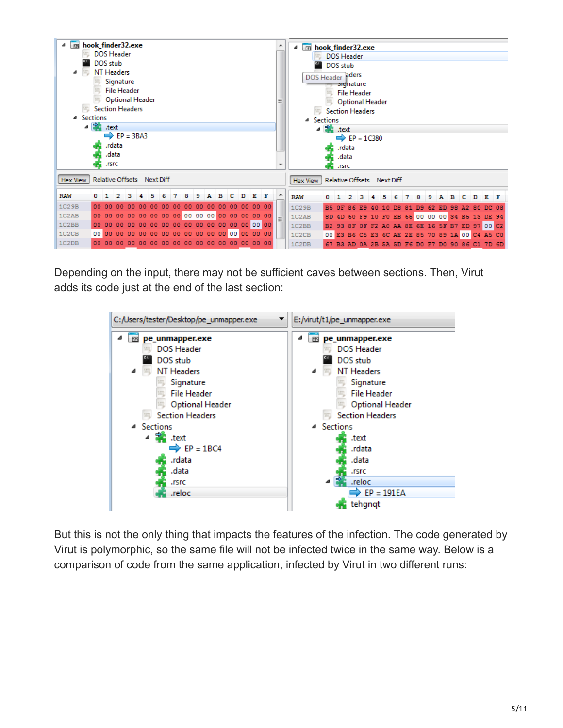Depending on the input, there may not be sufficient caves between sections. Then, Virut adds its code just at the end of the last section:

But this is not the only thing that impacts the features of the infection. The code generated by Virut is polymorphic, so the same file will not be infected twice in the same way. Below is a comparison of code from the same application, infected by Virut in two different runs: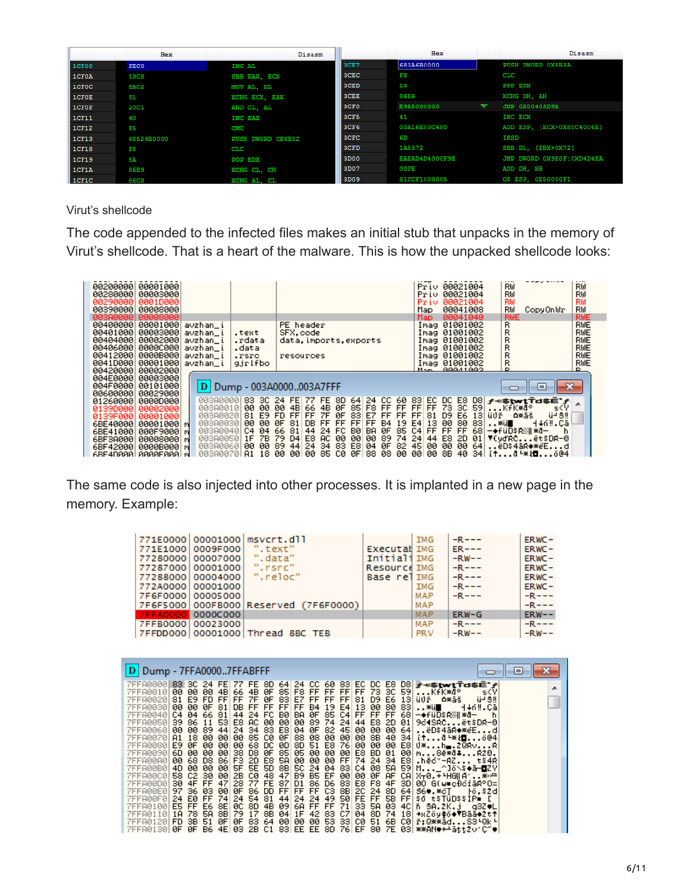Virut's shellcode

The code appended to the infected files makes an initial stub that unpacks in the memory of Virut's shellcode. That is a heart of the malware. This is how the unpacked shellcode looks:

The same code is also injected into other processes. It is implanted in a new page in the memory. Example: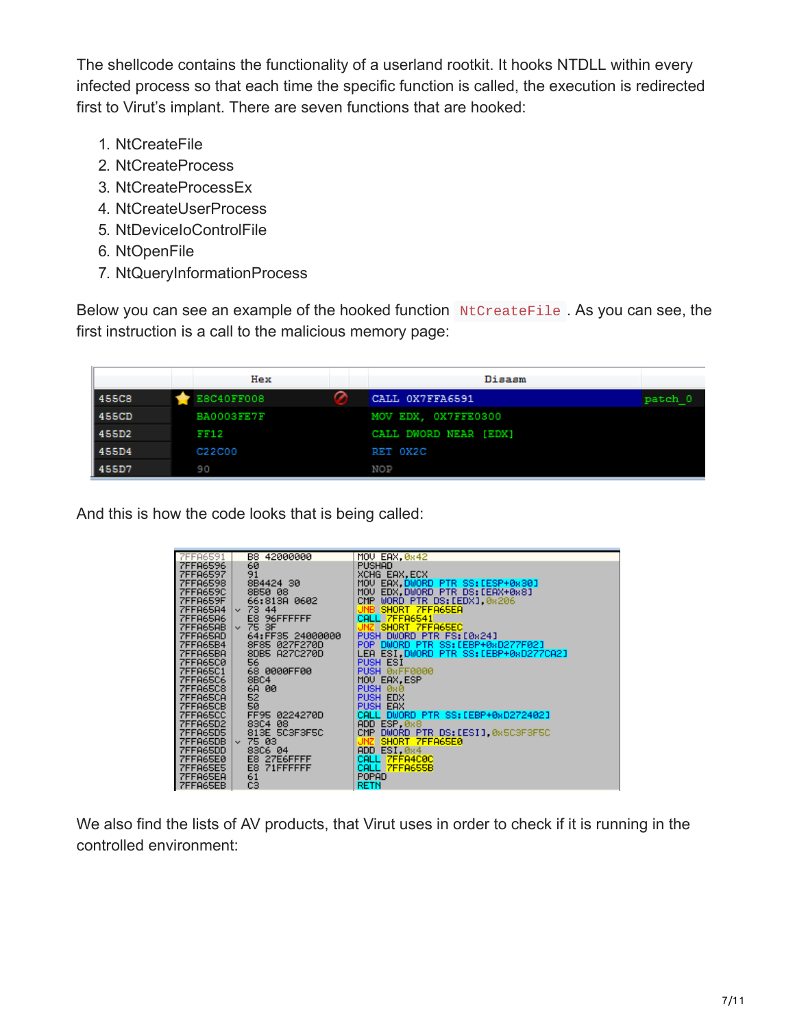The shellcode contains the functionality of a userland rootkit. It hooks NTDLL within every infected process so that each time the specific function is called, the execution is redirected first to Virut's implant. There are seven functions that are hooked:

1. NtCreateFile
2. NtCreateProcess
3. NtCreateProcessEx
4. NtCreateUserProcess
5. NtDeviceIoControlFile
6. NtOpenFile
7. NtQueryInformationProcess

Below you can see an example of the hooked function `NtCreateFile`. As you can see, the first instruction is a call to the malicious memory page:

| | Hex | Disasm | |
|---|---|---|---|
| 455C8 | E8C40FF008 | CALL 0X7FFA6591 | patch_0 |
| 455CD | BA0003FE7F | MOV EDX, 0X7FFE0300 | |
| 455D2 | FF12 | CALL DWORD NEAR [EDX] | |
| 455D4 | C22C00 | RET 0X2C | |
| 455D7 | 90 | NOP | |

And this is how the code looks that is being called:

```
7FFA6591  B8 42000000      MOV EAX,0x42
7FFA6596  60               PUSHAD
7FFA6597  91               XCHG EAX,ECX
7FFA6598  8B4424 30        MOV EAX,DWORD PTR SS:[ESP+0x30]
7FFA659C  8B50 08          MOV EDX,DWORD PTR DS:[EAX+0x8]
7FFA659F  66:813A 0602     CMP WORD PTR DS:[EDX],0x206
7FFA65A4  73 44            JNB SHORT 7FFA65EA
7FFA65A6  E8 96FFFFFF      CALL 7FFA6541
7FFA65AB  75 3F            JNZ SHORT 7FFA65EC
7FFA65AD  64:FF35 24000000 PUSH DWORD PTR FS:[0x24]
7FFA65B4  8F85 027F270D    POP DWORD PTR SS:[EBP+0xD277F02]
7FFA65BA  8DB5 A27C270D    LEA ESI,DWORD PTR SS:[EBP+0xD277CA2]
7FFA65C0  56               PUSH ESI
7FFA65C1  68 0000FF00      PUSH 0xFF0000
7FFA65C6  8BC4             MOV EAX,ESP
7FFA65C8  6A 00            PUSH 0x0
7FFA65CA  52               PUSH EDX
7FFA65CB  50               PUSH EAX
7FFA65CC  FF95 0224270D    CALL DWORD PTR SS:[EBP+0xD272402]
7FFA65D2  83C4 08          ADD ESP,0x8
7FFA65D5  813E 5C3F3F5C    CMP DWORD PTR DS:[ESI],0x5C3F3F5C
7FFA65DB  75 03            JNZ SHORT 7FFA65E0
7FFA65DD  83C6 04          ADD ESI,0x4
7FFA65E0  E8 27E6FFFF      CALL 7FFA4C0C
7FFA65E5  E8 71FFFFFF      CALL 7FFA655B
7FFA65EA  61               POPAD
7FFA65EB  C3               RETN
```

We also find the lists of AV products, that Virut uses in order to check if it is running in the controlled environment: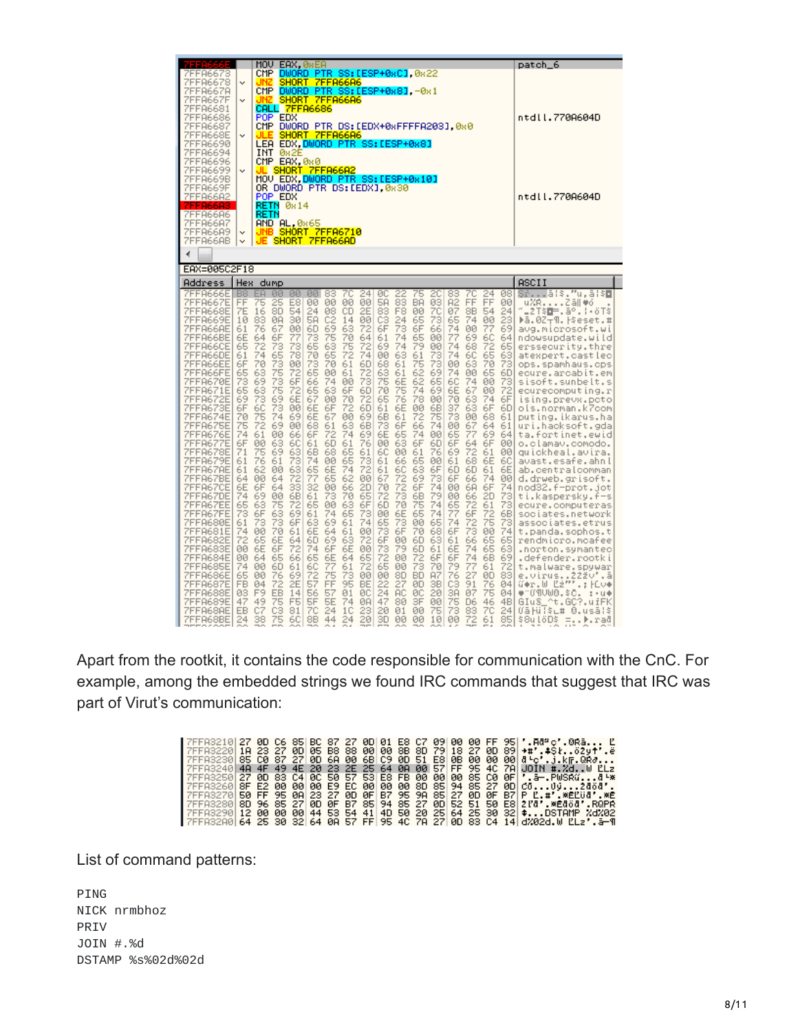Apart from the rootkit, it contains the code responsible for communication with the CnC. For example, among the embedded strings we found IRC commands that suggest that IRC was part of Virut's communication:

List of command patterns:

```
PING
NICK nrmbhoz
PRIV
JOIN #.%d
DSTAMP %s%02d%02d
```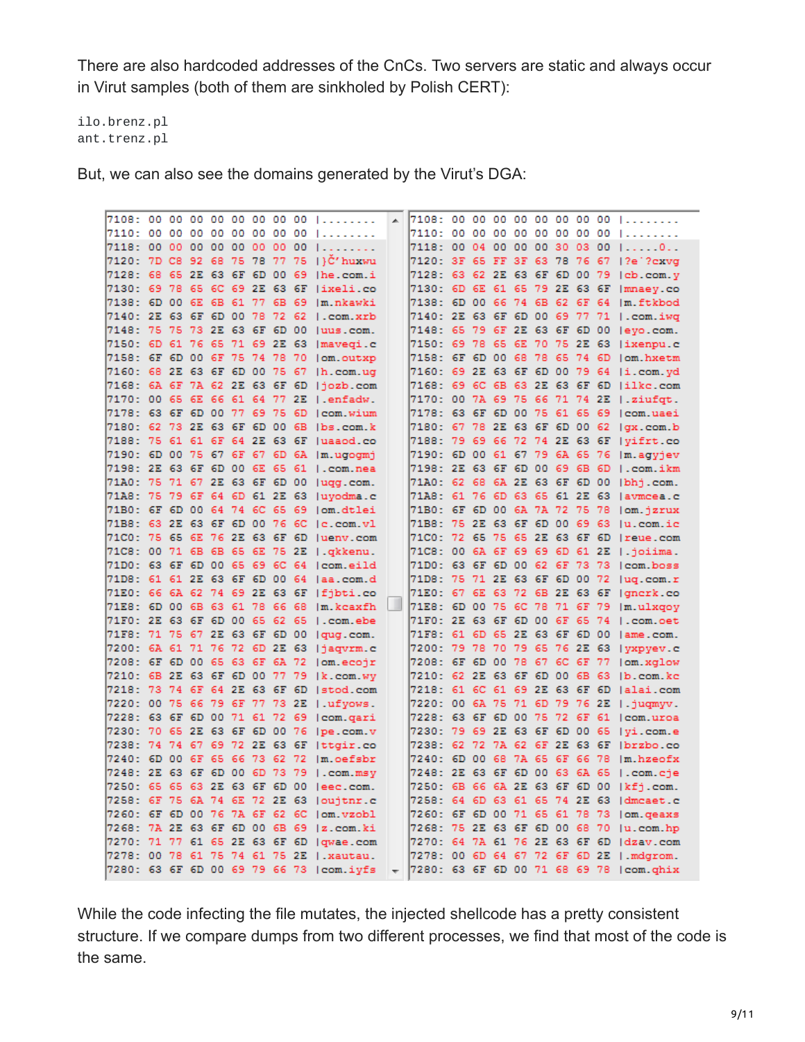There are also hardcoded addresses of the CnCs. Two servers are static and always occur in Virut samples (both of them are sinkholed by Polish CERT):

```
ilo.brenz.pl
ant.trenz.pl
```

But, we can also see the domains generated by the Virut's DGA:

```
7108: 00 00 00 00 00 00 00 00 |........
7110: 00 00 00 00 00 00 00 00 |........
7118: 00 00 00 00 00 00 00 00 |........
7120: 7D C8 92 68 75 78 77 75 |}Č'huxwu
7128: 68 65 2E 63 6F 6D 00 69 |he.com.i
7130: 69 78 65 6C 69 2E 63 6F |ixeli.co
7138: 6D 00 6E 6B 61 77 6B 69 |m.nkawki
7140: 2E 63 6F 6D 00 78 72 62 |.com.xrb
7148: 75 75 73 2E 63 6F 6D 00 |uus.com.
7150: 6D 61 76 65 71 69 2E 63 |maveqi.c
7158: 6F 6D 00 6F 75 74 78 70 |om.outxp
7160: 68 2E 63 6F 6D 00 75 67 |h.com.ug
7168: 6A 6F 7A 62 2E 63 6F 6D |jozb.com
7170: 00 65 6E 66 61 64 77 2E |.enfadw.
7178: 63 6F 6D 00 77 69 75 6D |com.wium
7180: 62 73 2E 63 6F 6D 00 6B |bs.com.k
7188: 75 61 61 6F 64 2E 63 6F |uaaod.co
7190: 6D 00 75 67 6F 67 6D 6A |m.ugogmj
7198: 2E 63 6F 6D 00 6E 65 61 |.com.nea
71A0: 75 71 67 2E 63 6F 6D 00 |uqg.com.
71A8: 75 79 6F 64 6D 61 2E 63 |uyodma.c
71B0: 6F 6D 00 64 74 6C 65 69 |om.dtlei
71B8: 63 2E 63 6F 6D 00 76 6C |c.com.vl
71C0: 75 65 6E 76 2E 63 6F 6D |uenv.com
71C8: 00 71 6B 6B 65 6E 75 2E |.qkkenu.
71D0: 63 6F 6D 00 65 69 6C 64 |com.eild
71D8: 61 61 2E 63 6F 6D 00 64 |aa.com.d
71E0: 66 6A 62 74 69 2E 63 6F |fjbti.co
71E8: 6D 00 6B 63 61 78 66 68 |m.kcaxfh
71F0: 2E 63 6F 6D 00 65 62 65 |.com.ebe
71F8: 71 75 67 2E 63 6F 6D 00 |qug.com.
7200: 6A 61 71 76 72 6D 2E 63 |jaqvrm.c
7208: 6F 6D 00 65 63 6F 6A 72 |om.ecojr
7210: 6B 2E 63 6F 6D 00 77 79 |k.com.wy
7218: 73 74 6F 64 2E 63 6F 6D |stod.com
7220: 00 75 66 79 6F 77 73 2E |.ufyows.
7228: 63 6F 6D 00 71 61 72 69 |com.qari
7230: 70 65 2E 63 6F 6D 00 76 |pe.com.v
7238: 74 74 67 69 72 2E 63 6F |ttgir.co
7240: 6D 00 6F 65 66 73 62 72 |m.oefsbr
7248: 2E 63 6F 6D 00 6D 73 79 |.com.msy
7250: 65 65 63 2E 63 6F 6D 00 |eec.com.
7258: 6F 75 6A 74 6E 72 2E 63 |oujtnr.c
7260: 6F 6D 00 76 7A 6F 62 6C |om.vzobl
7268: 7A 2E 63 6F 6D 00 6B 69 |z.com.ki
7270: 71 77 61 65 2E 63 6F 6D |qwae.com
7278: 00 78 61 75 74 61 75 2E |.xautau.
7280: 63 6F 6D 00 69 79 66 73 |com.iyfs
```

```
7108: 00 00 00 00 00 00 00 00 |........
7110: 00 00 00 00 00 00 00 00 |........
7118: 00 04 00 00 00 30 03 00 |.....0..
7120: 3F 65 FF 3F 63 78 76 67 |?e˙?cxvg
7128: 63 62 2E 63 6F 6D 00 79 |cb.com.y
7130: 6D 6E 61 65 79 2E 63 6F |mnaey.co
7138: 6D 00 66 74 6B 62 6F 64 |m.ftkbod
7140: 2E 63 6F 6D 00 69 77 71 |.com.iwq
7148: 65 79 6F 2E 63 6F 6D 00 |eyo.com.
7150: 69 78 65 6E 70 75 2E 63 |ixenpu.c
7158: 6F 6D 00 68 78 65 74 6D |om.hxetm
7160: 69 2E 63 6F 6D 00 79 64 |i.com.yd
7168: 69 6C 6B 63 2E 63 6F 6D |ilkc.com
7170: 00 7A 69 75 66 71 74 2E |.ziufqt.
7178: 63 6F 6D 00 75 61 65 69 |com.uaei
7180: 67 78 2E 63 6F 6D 00 62 |gx.com.b
7188: 79 69 66 72 74 2E 63 6F |yifrt.co
7190: 6D 00 61 67 79 6A 65 76 |m.agyjev
7198: 2E 63 6F 6D 00 69 6B 6D |.com.ikm
71A0: 62 68 6A 2E 63 6F 6D 00 |bhj.com.
71A8: 61 76 6D 63 65 61 2E 63 |avmcea.c
71B0: 6F 6D 00 6A 7A 72 75 78 |om.jzrux
71B8: 75 2E 63 6F 6D 00 69 63 |u.com.ic
71C0: 72 65 75 65 2E 63 6F 6D |reue.com
71C8: 00 6A 6F 69 69 6D 61 2E |.joiima.
71D0: 63 6F 6D 00 62 6F 73 73 |com.boss
71D8: 75 71 2E 63 6F 6D 00 72 |uq.com.r
71E0: 67 6E 63 72 6B 2E 63 6F |gncrk.co
71E8: 6D 00 75 6C 78 71 6F 79 |m.ulxqoy
71F0: 2E 63 6F 6D 00 6F 65 74 |.com.oet
71F8: 61 6D 65 2E 63 6F 6D 00 |ame.com.
7200: 79 78 70 79 65 76 2E 63 |yxpyev.c
7208: 6F 6D 00 78 67 6C 6F 77 |om.xglow
7210: 62 2E 63 6F 6D 00 6B 63 |b.com.kc
7218: 61 6C 61 69 2E 63 6F 6D |alai.com
7220: 00 6A 75 71 6D 79 76 2E |.juqmyv.
7228: 63 6F 6D 00 75 72 6F 61 |com.uroa
7230: 79 69 2E 63 6F 6D 00 65 |yi.com.e
7238: 62 72 7A 62 6F 2E 63 6F |brzbo.co
7240: 6D 00 68 7A 65 6F 66 78 |m.hzeofx
7248: 2E 63 6F 6D 00 63 6A 65 |.com.cje
7250: 6B 66 6A 2E 63 6F 6D 00 |kfj.com.
7258: 64 6D 63 61 65 74 2E 63 |dmcaet.c
7260: 6F 6D 00 71 65 61 78 73 |om.qeaxs
7268: 75 2E 63 6F 6D 00 68 70 |u.com.hp
7270: 64 7A 61 76 2E 63 6F 6D |dzav.com
7278: 00 6D 64 67 72 6F 6D 2E |.mdgrom.
7280: 63 6F 6D 00 71 68 69 78 |com.qhix
```

While the code infecting the file mutates, the injected shellcode has a pretty consistent structure. If we compare dumps from two different processes, we find that most of the code is the same.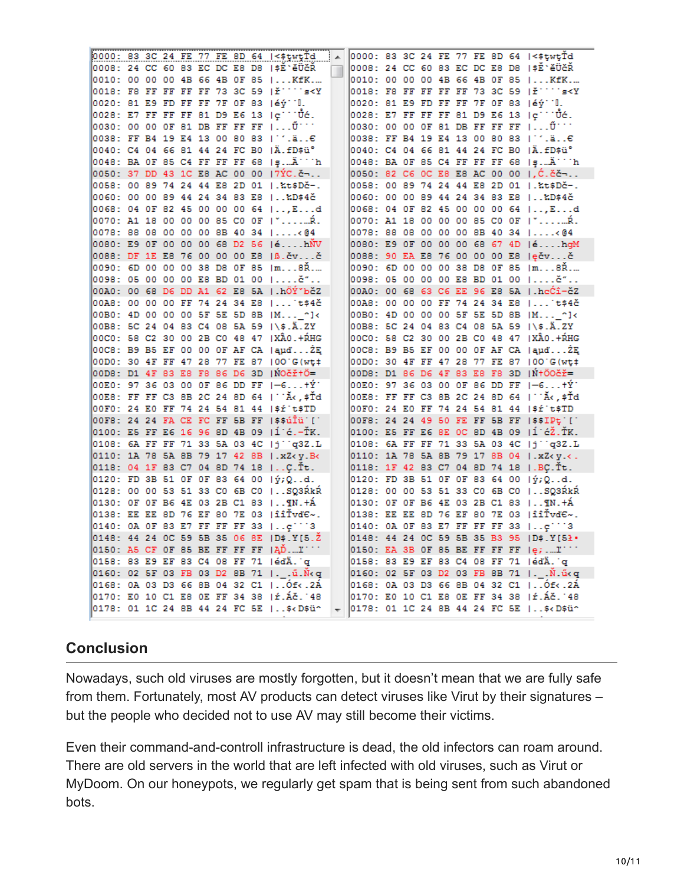```
0000: 83 3C 24 FE 77 FE 8D 64 |<$ţwţŤd
0008: 24 CC 60 83 EC DC E8 D8 |$Ě`ěÜčŘ
0010: 00 00 00 4B 66 4B 0F 85 |...KfK.…
0018: F8 FF FF FF FF 73 3C 59 |ř˙˙˙˙s<Y
0020: 81 E9 FD FF FF 7F 0F 83 |éý˙˙..
0028: E7 FF FF FF 81 D9 E6 13 |ç˙˙˙Ůć.
0030: 00 00 0F 81 DB FF FF FF |...Ű˙˙˙
0038: FF B4 19 E4 13 00 80 83 |˙´.ä..€
0040: C4 04 66 81 44 24 FC B0 |Ä.fD$ü°
0048: BA 0F 85 C4 FF FF FF 68 |ş.…Ä˙˙˙h
0050: 37 DD 43 1C E8 AC 00 00 |7ÝC.č¬..
0058: 00 89 74 24 44 E8 2D 01 |.‰t$Dč-.
0060: 00 00 89 44 24 34 83 E8 |..‰D$4č
0068: 04 0F 82 45 00 00 00 64 |..‚E...d
0070: A1 18 00 00 00 85 C0 0F |ˇ....…Ŕ.
0078: 88 08 00 00 00 8B 40 34 |....‹@4
0080: E9 0F 00 00 00 68 D2 56 |é....hŇV
0088: DF 1E E8 76 00 00 00 E8 |ß.čv...č
0090: 6D 00 00 00 38 D8 0F 85 |m...8Ř.…
0098: 05 00 00 00 E8 BD 01 00 |....č˝..
00A0: 00 68 D6 DD A1 62 E8 5A |.hÖÝˇbčZ
00A8: 00 00 00 FF 74 24 34 E8 |...˙t$4č
00B0: 4D 00 00 00 5F 5E 5D 8B |M..._^]‹
00B8: 5C 24 04 83 C4 08 5A 59 |\$.Ä.ZY
00C0: 58 C2 30 00 2B C0 48 47 |XÂ0.+ŔHG
00C8: B9 B5 EF 00 00 0F AF CA |ąµď...ŻĘ
00D0: 30 4F FF 47 28 77 FE 87 |0O˙G(wţ‡
00D8: D1 4F 83 E8 F8 86 D6 3D |ŃOčř†Ö=
00E0: 97 36 03 00 0F 86 DD FF |—6...†Ý˙
00E8: FF FF C3 8B 2C 24 8D 64 |˙˙Ă‹,$Ťd
00F0: 24 E0 FF 74 24 54 81 44 |$ŕ˙t$TD
00F8: 24 24 FA CE FC FF 5B FF |$$úÎü˙[˙
0100: E5 FF E6 16 96 8D 4B 09 |ĺ˙ć.–ŤK.
0108: 6A FF FF 71 33 5A 03 4C |j˙˙q3Z.L
0110: 1A 78 5A 8B 79 17 42 8B |.xZ‹y.B‹
0118: 04 1F 83 C7 04 8D 74 18 |..Ç.Ťt.
0120: FD 3B 51 0F 0F 83 64 00 |ý;Q...d.
0128: 00 00 53 51 33 C0 6B C0 |..SQ3ŔkŔ
0130: 0F 0F B6 4E 03 2B C1 83 |..¶N.+Á
0138: EE EE 8D 76 EF 80 7E 03 |îîŤvď€~.
0140: 0A 0F 83 E7 FF FF FF 33 |..ç˙˙˙3
0148: 44 24 0C 59 5B 35 06 8E |D$.Y[5.Ž
0150: A5 CF 0F 85 BE FF FF FF |ĄĎ.…ľ˙˙˙
0158: 83 E9 EF 83 C4 08 FF 71 |éďÄ.˙q
0160: 02 5F 03 FB 03 D2 8B 71 |._.ű.Ň‹q
0168: 0A 03 D3 66 8B 04 32 C1 |..Óf‹.2Á
0170: E0 10 C1 E8 0E FF 34 38 |ŕ.Áč.˙48
0178: 01 1C 24 8B 44 24 FC 5E |..$‹D$ü^
```

```
0000: 83 3C 24 FE 77 FE 8D 64 |<$ţwţŤd
0008: 24 CC 60 83 EC DC E8 D8 |$Ě`ěÜčŘ
0010: 00 00 00 4B 66 4B 0F 85 |...KfK.…
0018: F8 FF FF FF FF 73 3C 59 |ř˙˙˙˙s<Y
0020: 81 E9 FD FF FF 7F 0F 83 |éý˙˙..
0028: E7 FF FF FF 81 D9 E6 13 |ç˙˙˙Ůć.
0030: 00 00 0F 81 DB FF FF FF |...Ű˙˙˙
0038: FF B4 19 E4 13 00 80 83 |˙´.ä..€
0040: C4 04 66 81 44 24 FC B0 |Ä.fD$ü°
0048: BA 0F 85 C4 FF FF FF 68 |ş.…Ä˙˙˙h
0050: 82 C6 0C E8 E8 AC 00 00 |‚Ć.čč¬..
0058: 00 89 74 24 44 E8 2D 01 |.‰t$Dč-.
0060: 00 00 89 44 24 34 83 E8 |..‰D$4č
0068: 04 0F 82 45 00 00 00 64 |..‚E...d
0070: A1 18 00 00 00 85 C0 0F |ˇ....…Ŕ.
0078: 88 08 00 00 00 8B 40 34 |....‹@4
0080: E9 0F 00 00 00 68 67 4D |é....hgM
0088: 90 EA E8 76 00 00 00 E8 |ęčv...č
0090: 6D 00 00 00 38 D8 0F 85 |m...8Ř.…
0098: 05 00 00 00 E8 BD 01 00 |....č˝..
00A0: 00 68 63 C6 EE 96 E8 5A |.hcĆî–čZ
00A8: 00 00 00 FF 74 24 34 E8 |...˙t$4č
00B0: 4D 00 00 00 5F 5E 5D 8B |M..._^]‹
00B8: 5C 24 04 83 C4 08 5A 59 |\$.Ä.ZY
00C0: 58 C2 30 00 2B C0 48 47 |XÂ0.+ŔHG
00C8: B9 B5 EF 00 00 0F AF CA |ąµď...ŻĘ
00D0: 30 4F FF 47 28 77 FE 87 |0O˙G(wţ‡
00D8: D1 86 D6 4F 83 E8 F8 3D |Ń†ÖOčř=
00E0: 97 36 03 00 0F 86 DD FF |—6...†Ý˙
00E8: FF FF C3 8B 2C 24 8D 64 |˙˙Ă‹,$Ťd
00F0: 24 E0 FF 74 24 54 81 44 |$ŕ˙t$TD
00F8: 24 24 49 50 FE FF 5B FF |$$IPţ˙[˙
0100: E5 FF E6 8E 0C 8D 4B 09 |ĺ˙ćŽ.ŤK.
0108: 6A FF FF 71 33 5A 03 4C |j˙˙q3Z.L
0110: 1A 78 5A 8B 79 17 8B 04 |.xZ‹y.‹.
0118: 1F 42 83 C7 04 8D 74 18 |.BÇ.Ťt.
0120: FD 3B 51 0F 0F 83 64 00 |ý;Q...d.
0128: 00 00 53 51 33 C0 6B C0 |..SQ3ŔkŔ
0130: 0F 0F B6 4E 03 2B C1 83 |..¶N.+Á
0138: EE EE 8D 76 EF 80 7E 03 |îîŤvď€~.
0140: 0A 0F 83 E7 FF FF FF 33 |..ç˙˙˙3
0148: 44 24 0C 59 5B 35 B3 95 |D$.Y[5ł•
0150: EA 3B 0F 85 BE FF FF FF |ę;.…ľ˙˙˙
0158: 83 E9 EF 83 C4 08 FF 71 |éďÄ.˙q
0160: 02 5F 03 D2 03 FB 8B 71 |._.Ň.ű‹q
0168: 0A 03 D3 66 8B 04 32 C1 |..Óf‹.2Á
0170: E0 10 C1 E8 0E FF 34 38 |ŕ.Áč.˙48
0178: 01 1C 24 8B 44 24 FC 5E |..$‹D$ü^
```

## Conclusion

Nowadays, such old viruses are mostly forgotten, but it doesn't mean that we are fully safe from them. Fortunately, most AV products can detect viruses like Virut by their signatures – but the people who decided not to use AV may still become their victims.

Even their command-and-controll infrastructure is dead, the old infectors can roam around. There are old servers in the world that are left infected with old viruses, such as Virut or MyDoom. On our honeypots, we regularly get spam that is being sent from such abandoned bots.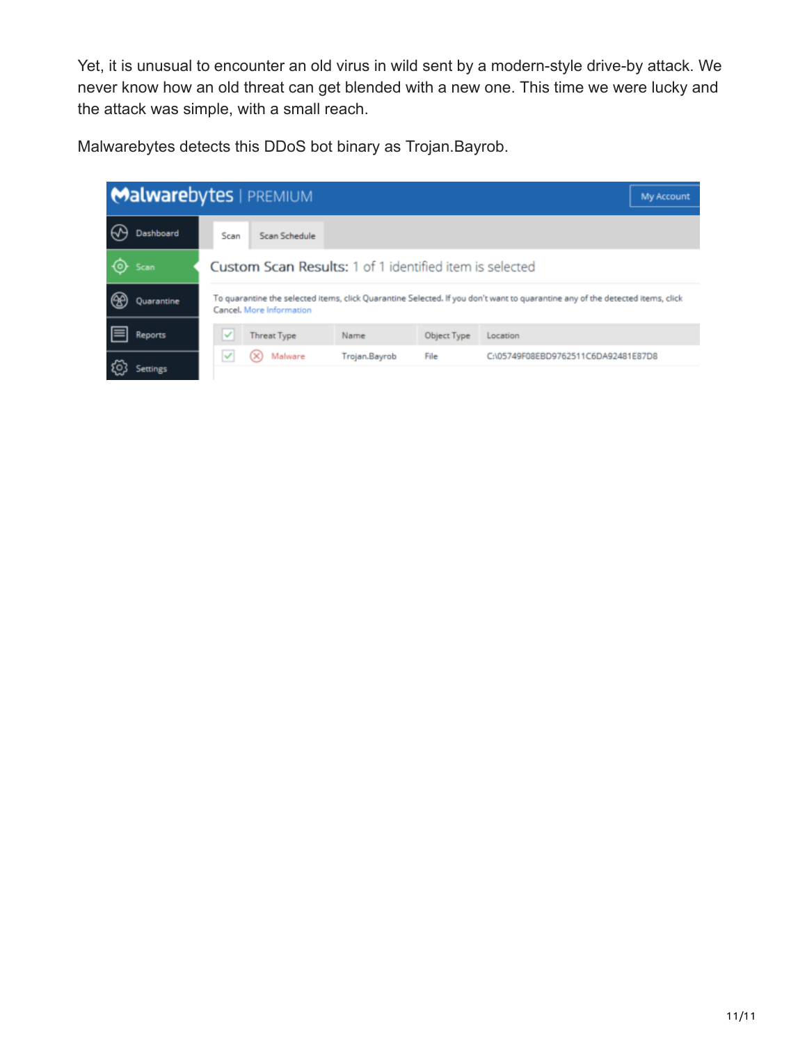Yet, it is unusual to encounter an old virus in wild sent by a modern-style drive-by attack. We never know how an old threat can get blended with a new one. This time we were lucky and the attack was simple, with a small reach.

Malwarebytes detects this DDoS bot binary as Trojan.Bayrob.